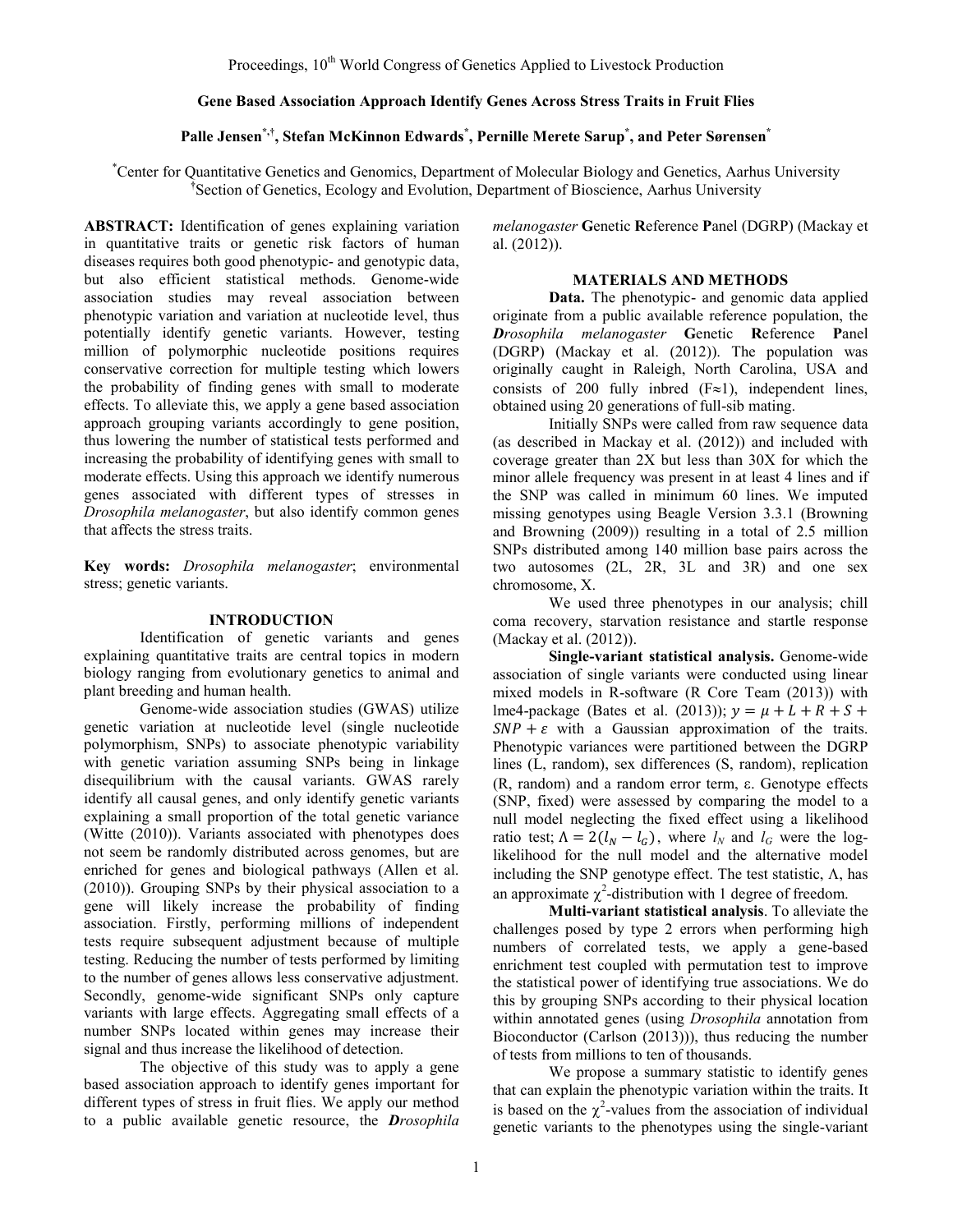# Gene Based Association Approach Identify Genes Across Stress Traits in Fruit Flies

**Palle Jensen[*,†], Stefan McKinnon Edwards[*], Pernille Merete Sarup[*], and Peter Sørensen[*]**

[*]Center for Quantitative Genetics and Genomics, Department of Molecular Biology and Genetics, Aarhus University
[†]Section of Genetics, Ecology and Evolution, Department of Bioscience, Aarhus University

**ABSTRACT:** Identification of genes explaining variation in quantitative traits or genetic risk factors of human diseases requires both good phenotypic- and genotypic data, but also efficient statistical methods. Genome-wide association studies may reveal association between phenotypic variation and variation at nucleotide level, thus potentially identify genetic variants. However, testing million of polymorphic nucleotide positions requires conservative correction for multiple testing which lowers the probability of finding genes with small to moderate effects. To alleviate this, we apply a gene based association approach grouping variants accordingly to gene position, thus lowering the number of statistical tests performed and increasing the probability of identifying genes with small to moderate effects. Using this approach we identify numerous genes associated with different types of stresses in *Drosophila melanogaster*, but also identify common genes that affects the stress traits.

**Key words:** *Drosophila melanogaster*; environmental stress; genetic variants.

## INTRODUCTION

Identification of genetic variants and genes explaining quantitative traits are central topics in modern biology ranging from evolutionary genetics to animal and plant breeding and human health.

Genome-wide association studies (GWAS) utilize genetic variation at nucleotide level (single nucleotide polymorphism, SNPs) to associate phenotypic variability with genetic variation assuming SNPs being in linkage disequilibrium with the causal variants. GWAS rarely identify all causal genes, and only identify genetic variants explaining a small proportion of the total genetic variance (Witte (2010)). Variants associated with phenotypes does not seem be randomly distributed across genomes, but are enriched for genes and biological pathways (Allen et al. (2010)). Grouping SNPs by their physical association to a gene will likely increase the probability of finding association. Firstly, performing millions of independent tests require subsequent adjustment because of multiple testing. Reducing the number of tests performed by limiting to the number of genes allows less conservative adjustment. Secondly, genome-wide significant SNPs only capture variants with large effects. Aggregating small effects of a number SNPs located within genes may increase their signal and thus increase the likelihood of detection.

The objective of this study was to apply a gene based association approach to identify genes important for different types of stress in fruit flies. We apply our method to a public available genetic resource, the ***D****rosophila melanogaster* **G**enetic **R**eference **P**anel (DGRP) (Mackay et al. (2012)).

## MATERIALS AND METHODS

**Data.** The phenotypic- and genomic data applied originate from a public available reference population, the ***D****rosophila melanogaster* **G**enetic **R**eference **P**anel (DGRP) (Mackay et al. (2012)). The population was originally caught in Raleigh, North Carolina, USA and consists of 200 fully inbred ($F \approx 1$), independent lines, obtained using 20 generations of full-sib mating.

Initially SNPs were called from raw sequence data (as described in Mackay et al. (2012)) and included with coverage greater than 2X but less than 30X for which the minor allele frequency was present in at least 4 lines and if the SNP was called in minimum 60 lines. We imputed missing genotypes using Beagle Version 3.3.1 (Browning and Browning (2009)) resulting in a total of 2.5 million SNPs distributed among 140 million base pairs across the two autosomes (2L, 2R, 3L and 3R) and one sex chromosome, X.

We used three phenotypes in our analysis; chill coma recovery, starvation resistance and startle response (Mackay et al. (2012)).

**Single-variant statistical analysis.** Genome-wide association of single variants were conducted using linear mixed models in R-software (R Core Team (2013)) with lme4-package (Bates et al. (2013)); $y = \mu + L + R + S + SNP + \varepsilon$ with a Gaussian approximation of the traits. Phenotypic variances were partitioned between the DGRP lines (L, random), sex differences (S, random), replication (R, random) and a random error term, ε. Genotype effects (SNP, fixed) were assessed by comparing the model to a null model neglecting the fixed effect using a likelihood ratio test; $\Lambda = 2(l_N - l_G)$, where $l_N$ and $l_G$ were the log-likelihood for the null model and the alternative model including the SNP genotype effect. The test statistic, Λ, has an approximate $\chi^2$-distribution with 1 degree of freedom.

**Multi-variant statistical analysis**. To alleviate the challenges posed by type 2 errors when performing high numbers of correlated tests, we apply a gene-based enrichment test coupled with permutation test to improve the statistical power of identifying true associations. We do this by grouping SNPs according to their physical location within annotated genes (using *Drosophila* annotation from Bioconductor (Carlson (2013))), thus reducing the number of tests from millions to ten of thousands.

We propose a summary statistic to identify genes that can explain the phenotypic variation within the traits. It is based on the $\chi^2$-values from the association of individual genetic variants to the phenotypes using the single-variant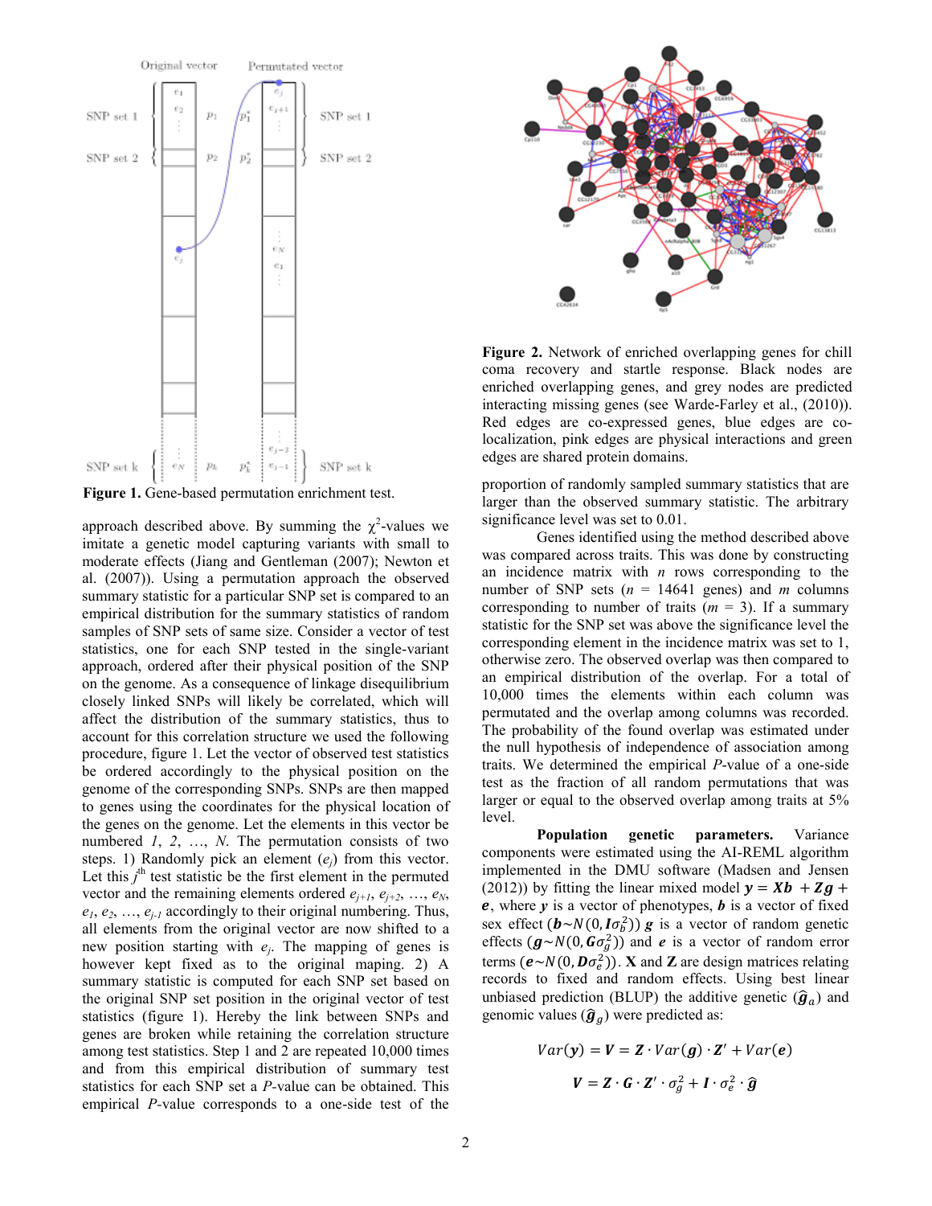**Figure 1.** Gene-based permutation enrichment test.

approach described above. By summing the $\chi^2$-values we imitate a genetic model capturing variants with small to moderate effects (Jiang and Gentleman (2007); Newton et al. (2007)). Using a permutation approach the observed summary statistic for a particular SNP set is compared to an empirical distribution for the summary statistics of random samples of SNP sets of same size. Consider a vector of test statistics, one for each SNP tested in the single-variant approach, ordered after their physical position of the SNP on the genome. As a consequence of linkage disequilibrium closely linked SNPs will likely be correlated, which will affect the distribution of the summary statistics, thus to account for this correlation structure we used the following procedure, figure 1. Let the vector of observed test statistics be ordered accordingly to the physical position on the genome of the corresponding SNPs. SNPs are then mapped to genes using the coordinates for the physical location of the genes on the genome. Let the elements in this vector be numbered *1*, *2*, …, *N*. The permutation consists of two steps. 1) Randomly pick an element ($e_j$) from this vector. Let this $j^{th}$ test statistic be the first element in the permuted vector and the remaining elements ordered $e_{j+1}$, $e_{j+2}$, …, $e_N$, $e_1$, $e_2$, …, $e_{j-1}$ accordingly to their original numbering. Thus, all elements from the original vector are now shifted to a new position starting with $e_j$. The mapping of genes is however kept fixed as to the original maping. 2) A summary statistic is computed for each SNP set based on the original SNP set position in the original vector of test statistics (figure 1). Hereby the link between SNPs and genes are broken while retaining the correlation structure among test statistics. Step 1 and 2 are repeated 10,000 times and from this empirical distribution of summary test statistics for each SNP set a *P*-value can be obtained. This empirical *P*-value corresponds to a one-side test of the proportion of randomly sampled summary statistics that are larger than the observed summary statistic. The arbitrary significance level was set to 0.01.

**Figure 2.** Network of enriched overlapping genes for chill coma recovery and startle response. Black nodes are enriched overlapping genes, and grey nodes are predicted interacting missing genes (see Warde-Farley et al., (2010)). Red edges are co-expressed genes, blue edges are co-localization, pink edges are physical interactions and green edges are shared protein domains.

Genes identified using the method described above was compared across traits. This was done by constructing an incidence matrix with *n* rows corresponding to the number of SNP sets (*n* = 14641 genes) and *m* columns corresponding to number of traits (*m* = 3). If a summary statistic for the SNP set was above the significance level the corresponding element in the incidence matrix was set to 1, otherwise zero. The observed overlap was then compared to an empirical distribution of the overlap. For a total of 10,000 times the elements within each column was permutated and the overlap among columns was recorded. The probability of the found overlap was estimated under the null hypothesis of independence of association among traits. We determined the empirical *P*-value of a one-side test as the fraction of all random permutations that was larger or equal to the observed overlap among traits at 5% level.

**Population genetic parameters.** Variance components were estimated using the AI-REML algorithm implemented in the DMU software (Madsen and Jensen (2012)) by fitting the linear mixed model $\boldsymbol{y} = \boldsymbol{Xb} + \boldsymbol{Zg} + \boldsymbol{e}$, where $\boldsymbol{y}$ is a vector of phenotypes, $\boldsymbol{b}$ is a vector of fixed sex effect ($\boldsymbol{b} \sim N(0, \boldsymbol{I}\sigma_b^2)$) $\boldsymbol{g}$ is a vector of random genetic effects ($\boldsymbol{g} \sim N(0, \boldsymbol{G}\sigma_g^2)$) and $\boldsymbol{e}$ is a vector of random error terms ($\boldsymbol{e} \sim N(0, \boldsymbol{D}\sigma_e^2)$). $\mathbf{X}$ and $\mathbf{Z}$ are design matrices relating records to fixed and random effects. Using best linear unbiased prediction (BLUP) the additive genetic ($\hat{\boldsymbol{g}}_a$) and genomic values ($\hat{\boldsymbol{g}}_g$) were predicted as:

$$Var(\boldsymbol{y}) = \boldsymbol{V} = \boldsymbol{Z} \cdot Var(\boldsymbol{g}) \cdot \boldsymbol{Z}' + Var(\boldsymbol{e})$$

$$\boldsymbol{V} = \boldsymbol{Z} \cdot \boldsymbol{G} \cdot \boldsymbol{Z}' \cdot \sigma_g^2 + \boldsymbol{I} \cdot \sigma_e^2 \cdot \hat{\boldsymbol{g}}$$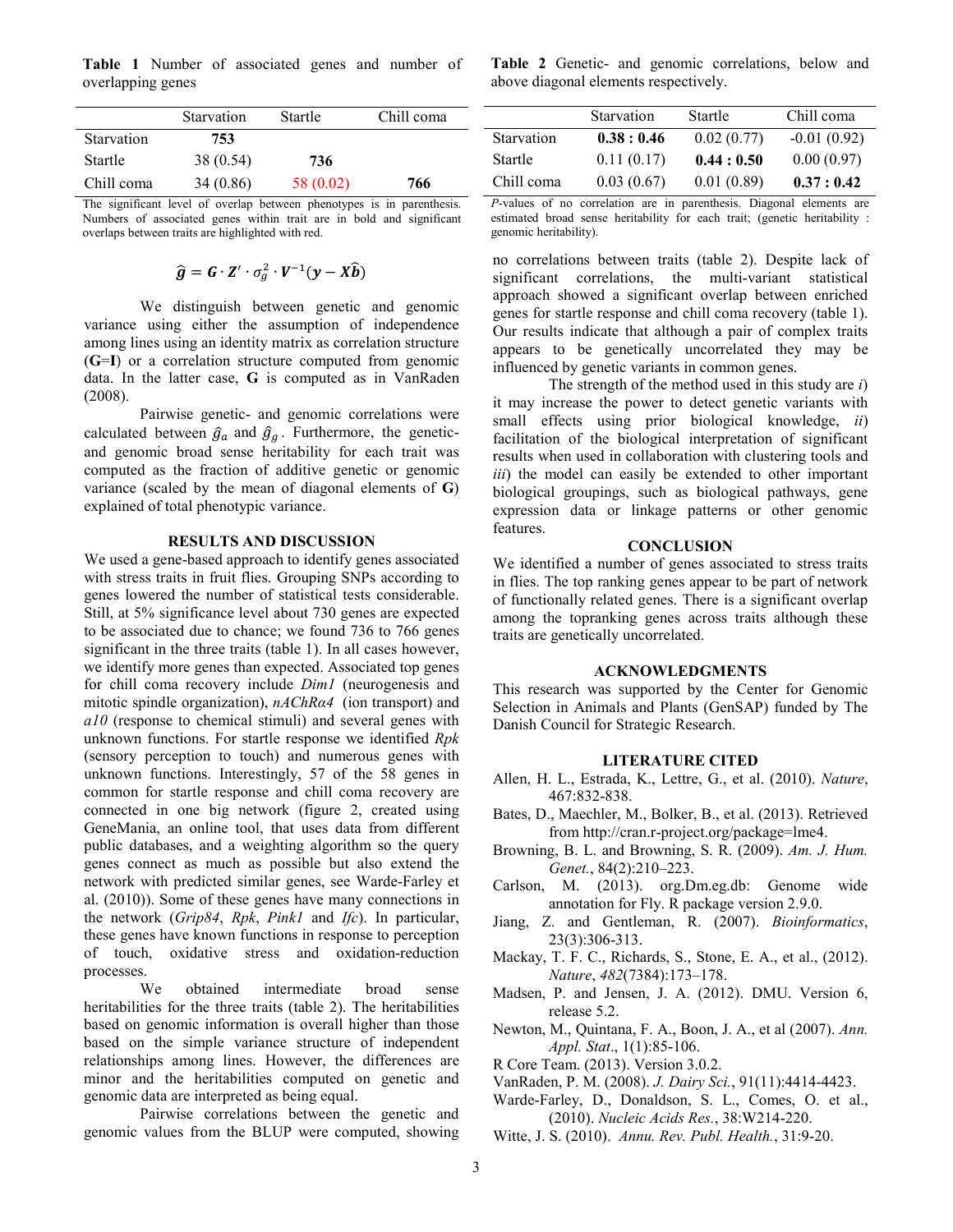**Table 1** Number of associated genes and number of overlapping genes

| | Starvation | Startle | Chill coma |
|---|---|---|---|
| Starvation | **753** | | |
| Startle | 38 (0.54) | **736** | |
| Chill coma | 34 (0.86) | 58 (0.02) | **766** |

The significant level of overlap between phenotypes is in parenthesis. Numbers of associated genes within trait are in bold and significant overlaps between traits are highlighted with red.

$$\hat{\boldsymbol{g}} = \boldsymbol{G} \cdot \boldsymbol{Z}' \cdot \sigma_g^2 \cdot \boldsymbol{V}^{-1}(\boldsymbol{y} - \boldsymbol{X}\hat{\boldsymbol{b}})$$

We distinguish between genetic and genomic variance using either the assumption of independence among lines using an identity matrix as correlation structure (**G**=**I**) or a correlation structure computed from genomic data. In the latter case, **G** is computed as in VanRaden (2008).

Pairwise genetic- and genomic correlations were calculated between $\hat{g}_a$ and $\hat{g}_g$. Furthermore, the genetic- and genomic broad sense heritability for each trait was computed as the fraction of additive genetic or genomic variance (scaled by the mean of diagonal elements of **G**) explained of total phenotypic variance.

## RESULTS AND DISCUSSION

We used a gene-based approach to identify genes associated with stress traits in fruit flies. Grouping SNPs according to genes lowered the number of statistical tests considerable. Still, at 5% significance level about 730 genes are expected to be associated due to chance; we found 736 to 766 genes significant in the three traits (table 1). In all cases however, we identify more genes than expected. Associated top genes for chill coma recovery include *Dim1* (neurogenesis and mitotic spindle organization), *nAChRα4* (ion transport) and *a10* (response to chemical stimuli) and several genes with unknown functions. For startle response we identified *Rpk* (sensory perception to touch) and numerous genes with unknown functions. Interestingly, 57 of the 58 genes in common for startle response and chill coma recovery are connected in one big network (figure 2, created using GeneMania, an online tool, that uses data from different public databases, and a weighting algorithm so the query genes connect as much as possible but also extend the network with predicted similar genes, see Warde-Farley et al. (2010)). Some of these genes have many connections in the network (*Grip84*, *Rpk*, *Pink1* and *Ifc*). In particular, these genes have known functions in response to perception of touch, oxidative stress and oxidation-reduction processes.

We obtained intermediate broad sense heritabilities for the three traits (table 2). The heritabilities based on genomic information is overall higher than those based on the simple variance structure of independent relationships among lines. However, the differences are minor and the heritabilities computed on genetic and genomic data are interpreted as being equal.

Pairwise correlations between the genetic and genomic values from the BLUP were computed, showing no correlations between traits (table 2). Despite lack of significant correlations, the multi-variant statistical approach showed a significant overlap between enriched genes for startle response and chill coma recovery (table 1). Our results indicate that although a pair of complex traits appears to be genetically uncorrelated they may be influenced by genetic variants in common genes.

**Table 2** Genetic- and genomic correlations, below and above diagonal elements respectively.

| | Starvation | Startle | Chill coma |
|---|---|---|---|
| Starvation | **0.38 : 0.46** | 0.02 (0.77) | -0.01 (0.92) |
| Startle | 0.11 (0.17) | **0.44 : 0.50** | 0.00 (0.97) |
| Chill coma | 0.03 (0.67) | 0.01 (0.89) | **0.37 : 0.42** |

*P*-values of no correlation are in parenthesis. Diagonal elements are estimated broad sense heritability for each trait; (genetic heritability : genomic heritability).

The strength of the method used in this study are *i*) it may increase the power to detect genetic variants with small effects using prior biological knowledge, *ii*) facilitation of the biological interpretation of significant results when used in collaboration with clustering tools and *iii*) the model can easily be extended to other important biological groupings, such as biological pathways, gene expression data or linkage patterns or other genomic features.

## CONCLUSION

We identified a number of genes associated to stress traits in flies. The top ranking genes appear to be part of network of functionally related genes. There is a significant overlap among the topranking genes across traits although these traits are genetically uncorrelated.

## ACKNOWLEDGMENTS

This research was supported by the Center for Genomic Selection in Animals and Plants (GenSAP) funded by The Danish Council for Strategic Research.

## LITERATURE CITED

Allen, H. L., Estrada, K., Lettre, G., et al. (2010). *Nature*, 467:832-838.

Bates, D., Maechler, M., Bolker, B., et al. (2013). Retrieved from http://cran.r-project.org/package=lme4.

Browning, B. L. and Browning, S. R. (2009). *Am. J. Hum. Genet.*, 84(2):210–223.

Carlson, M. (2013). org.Dm.eg.db: Genome wide annotation for Fly. R package version 2.9.0.

Jiang, Z. and Gentleman, R. (2007). *Bioinformatics*, 23(3):306-313.

Mackay, T. F. C., Richards, S., Stone, E. A., et al., (2012). *Nature*, *482*(7384):173–178.

Madsen, P. and Jensen, J. A. (2012). DMU. Version 6, release 5.2.

Newton, M., Quintana, F. A., Boon, J. A., et al (2007). *Ann. Appl. Stat*., 1(1):85-106.

R Core Team. (2013). Version 3.0.2.

VanRaden, P. M. (2008). *J. Dairy Sci.*, 91(11):4414-4423.

Warde-Farley, D., Donaldson, S. L., Comes, O. et al., (2010). *Nucleic Acids Res.*, 38:W214-220.

Witte, J. S. (2010). *Annu. Rev. Publ. Health.*, 31:9-20.